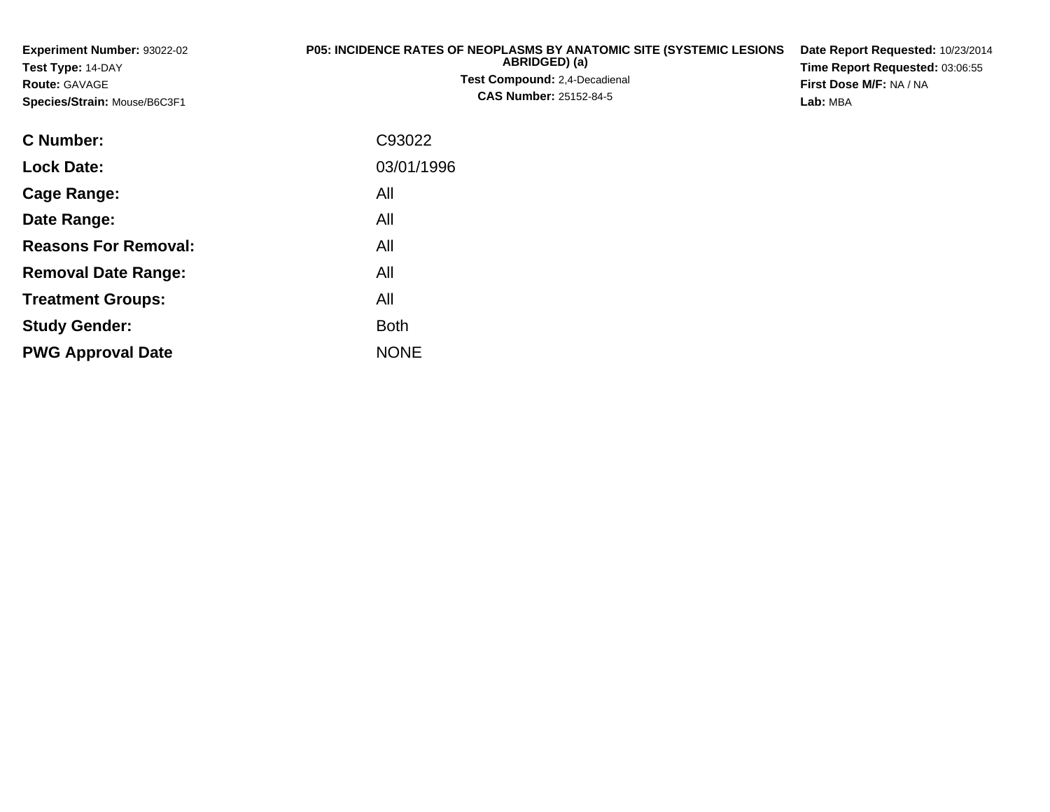**Experiment Number:** 93022-02
**Test Type:** 14-DAY
**Route:** GAVAGE
**Species/Strain:** Mouse/B6C3F1

**P05: INCIDENCE RATES OF NEOPLASMS BY ANATOMIC SITE (SYSTEMIC LESIONS ABRIDGED) (a)**
**Test Compound:** 2,4-Decadienal
**CAS Number:** 25152-84-5

**Date Report Requested:** 10/23/2014
**Time Report Requested:** 03:06:55
**First Dose M/F:** NA / NA
**Lab:** MBA

| | |
|---|---|
| **C Number:** | C93022 |
| **Lock Date:** | 03/01/1996 |
| **Cage Range:** | All |
| **Date Range:** | All |
| **Reasons For Removal:** | All |
| **Removal Date Range:** | All |
| **Treatment Groups:** | All |
| **Study Gender:** | Both |
| **PWG Approval Date** | NONE |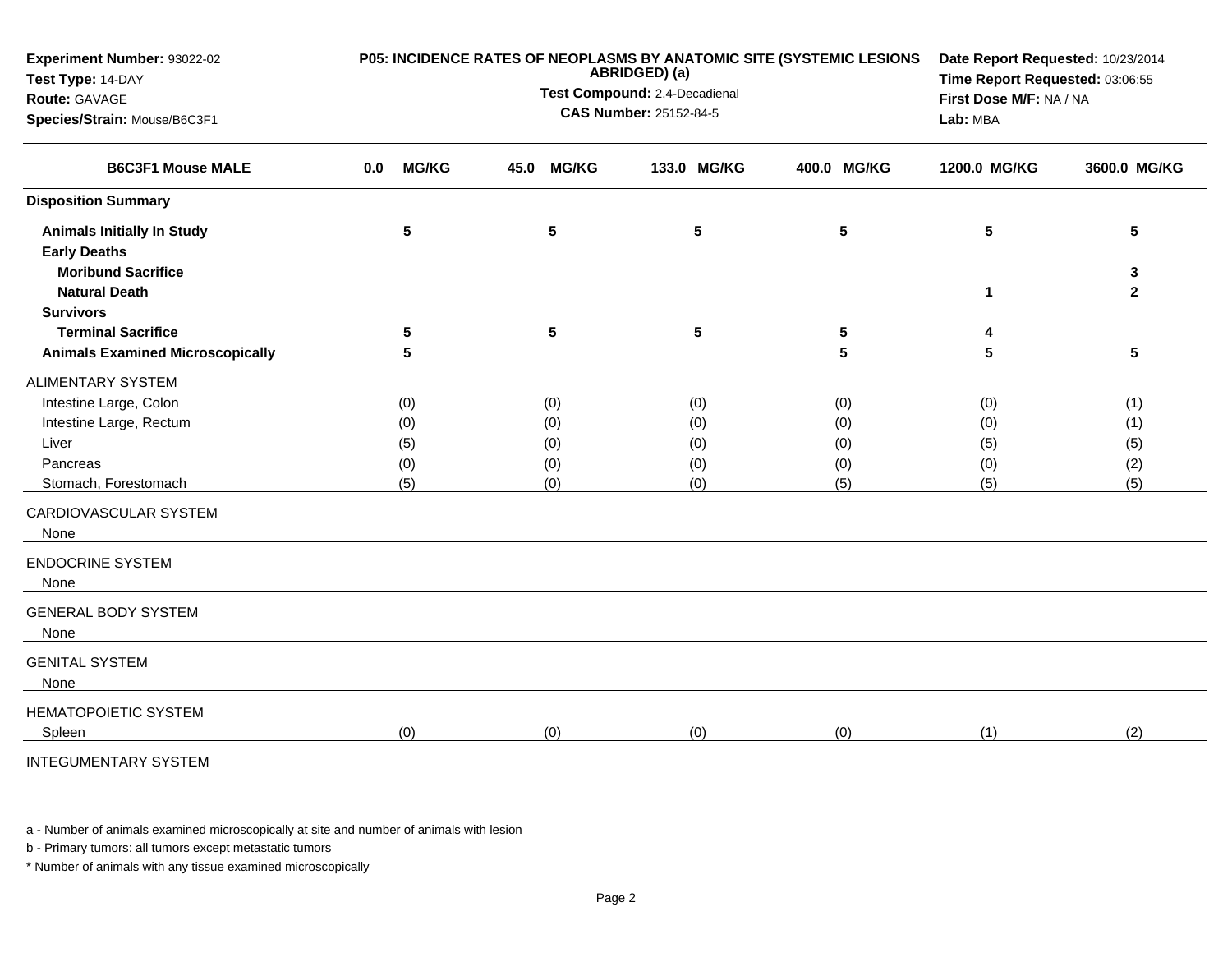**Experiment Number:** 93022-02
**Test Type:** 14-DAY
**Route:** GAVAGE
**Species/Strain:** Mouse/B6C3F1

**P05: INCIDENCE RATES OF NEOPLASMS BY ANATOMIC SITE (SYSTEMIC LESIONS ABRIDGED) (a)**
**Test Compound:** 2,4-Decadienal
**CAS Number:** 25152-84-5

**Date Report Requested:** 10/23/2014
**Time Report Requested:** 03:06:55
**First Dose M/F:** NA / NA
**Lab:** MBA

| B6C3F1 Mouse MALE | 0.0 MG/KG | 45.0 MG/KG | 133.0 MG/KG | 400.0 MG/KG | 1200.0 MG/KG | 3600.0 MG/KG |
|---|---|---|---|---|---|---|
| **Disposition Summary** | | | | | | |
| **Animals Initially In Study** | 5 | 5 | 5 | 5 | 5 | 5 |
| **Early Deaths** | | | | | | |
| **Moribund Sacrifice** | | | | | | 3 |
| **Natural Death** | | | | | 1 | 2 |
| **Survivors** | | | | | | |
| **Terminal Sacrifice** | 5 | 5 | 5 | 5 | 4 | |
| **Animals Examined Microscopically** | 5 | | | 5 | 5 | 5 |
| ALIMENTARY SYSTEM | | | | | | |
| Intestine Large, Colon | (0) | (0) | (0) | (0) | (0) | (1) |
| Intestine Large, Rectum | (0) | (0) | (0) | (0) | (0) | (1) |
| Liver | (5) | (0) | (0) | (0) | (5) | (5) |
| Pancreas | (0) | (0) | (0) | (0) | (0) | (2) |
| Stomach, Forestomach | (5) | (0) | (0) | (5) | (5) | (5) |
| CARDIOVASCULAR SYSTEM | | | | | | |
| None | | | | | | |
| ENDOCRINE SYSTEM | | | | | | |
| None | | | | | | |
| GENERAL BODY SYSTEM | | | | | | |
| None | | | | | | |
| GENITAL SYSTEM | | | | | | |
| None | | | | | | |
| HEMATOPOIETIC SYSTEM | | | | | | |
| Spleen | (0) | (0) | (0) | (0) | (1) | (2) |
| INTEGUMENTARY SYSTEM | | | | | | |

a - Number of animals examined microscopically at site and number of animals with lesion

b - Primary tumors: all tumors except metastatic tumors

* Number of animals with any tissue examined microscopically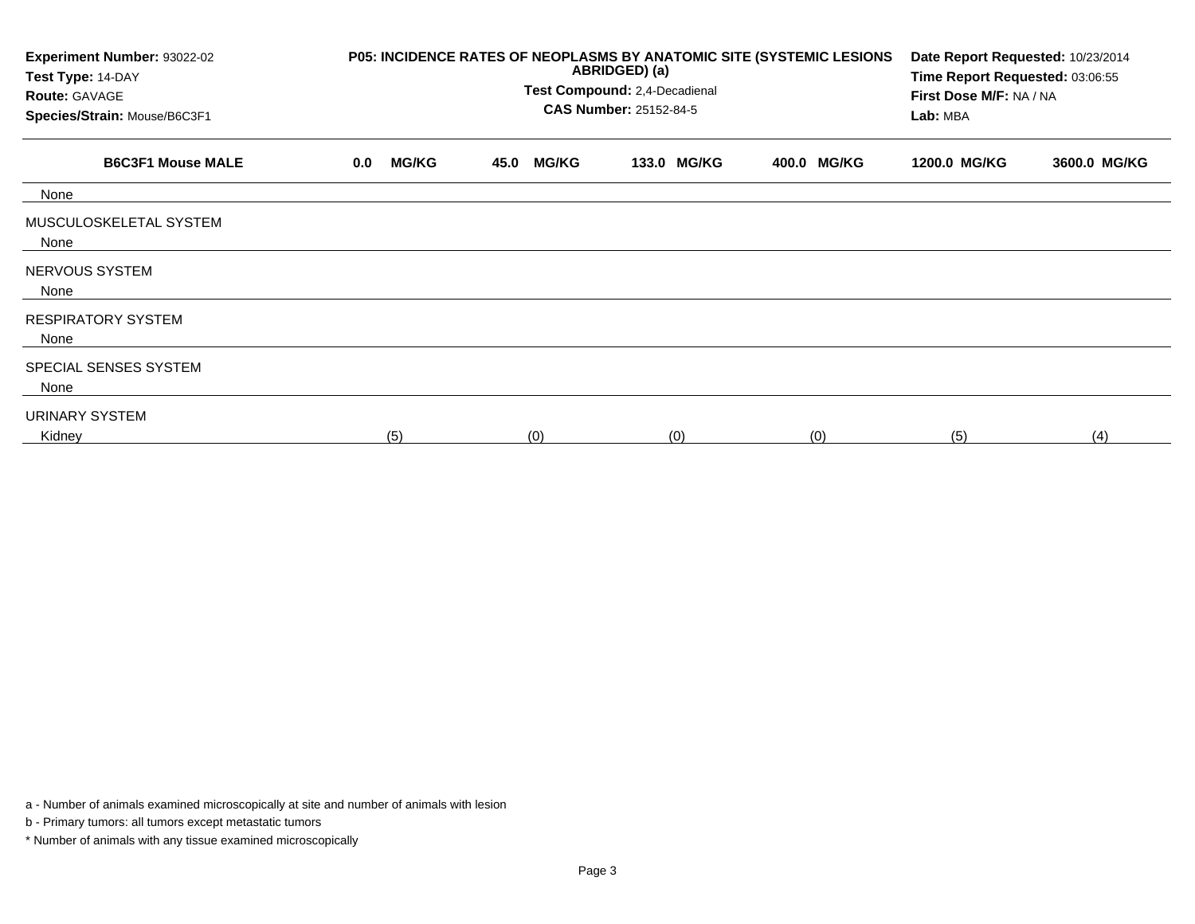**Experiment Number:** 93022-02
**Test Type:** 14-DAY
**Route:** GAVAGE
**Species/Strain:** Mouse/B6C3F1

**P05: INCIDENCE RATES OF NEOPLASMS BY ANATOMIC SITE (SYSTEMIC LESIONS ABRIDGED) (a)**
**Test Compound:** 2,4-Decadienal
**CAS Number:** 25152-84-5

**Date Report Requested:** 10/23/2014
**Time Report Requested:** 03:06:55
**First Dose M/F:** NA / NA
**Lab:** MBA

| B6C3F1 Mouse MALE | 0.0 MG/KG | 45.0 MG/KG | 133.0 MG/KG | 400.0 MG/KG | 1200.0 MG/KG | 3600.0 MG/KG |
|---|---|---|---|---|---|---|
| None | | | | | | |
| MUSCULOSKELETAL SYSTEM | | | | | | |
| None | | | | | | |
| NERVOUS SYSTEM | | | | | | |
| None | | | | | | |
| RESPIRATORY SYSTEM | | | | | | |
| None | | | | | | |
| SPECIAL SENSES SYSTEM | | | | | | |
| None | | | | | | |
| URINARY SYSTEM | | | | | | |
| Kidney | (5) | (0) | (0) | (0) | (5) | (4) |

a - Number of animals examined microscopically at site and number of animals with lesion

b - Primary tumors: all tumors except metastatic tumors

* Number of animals with any tissue examined microscopically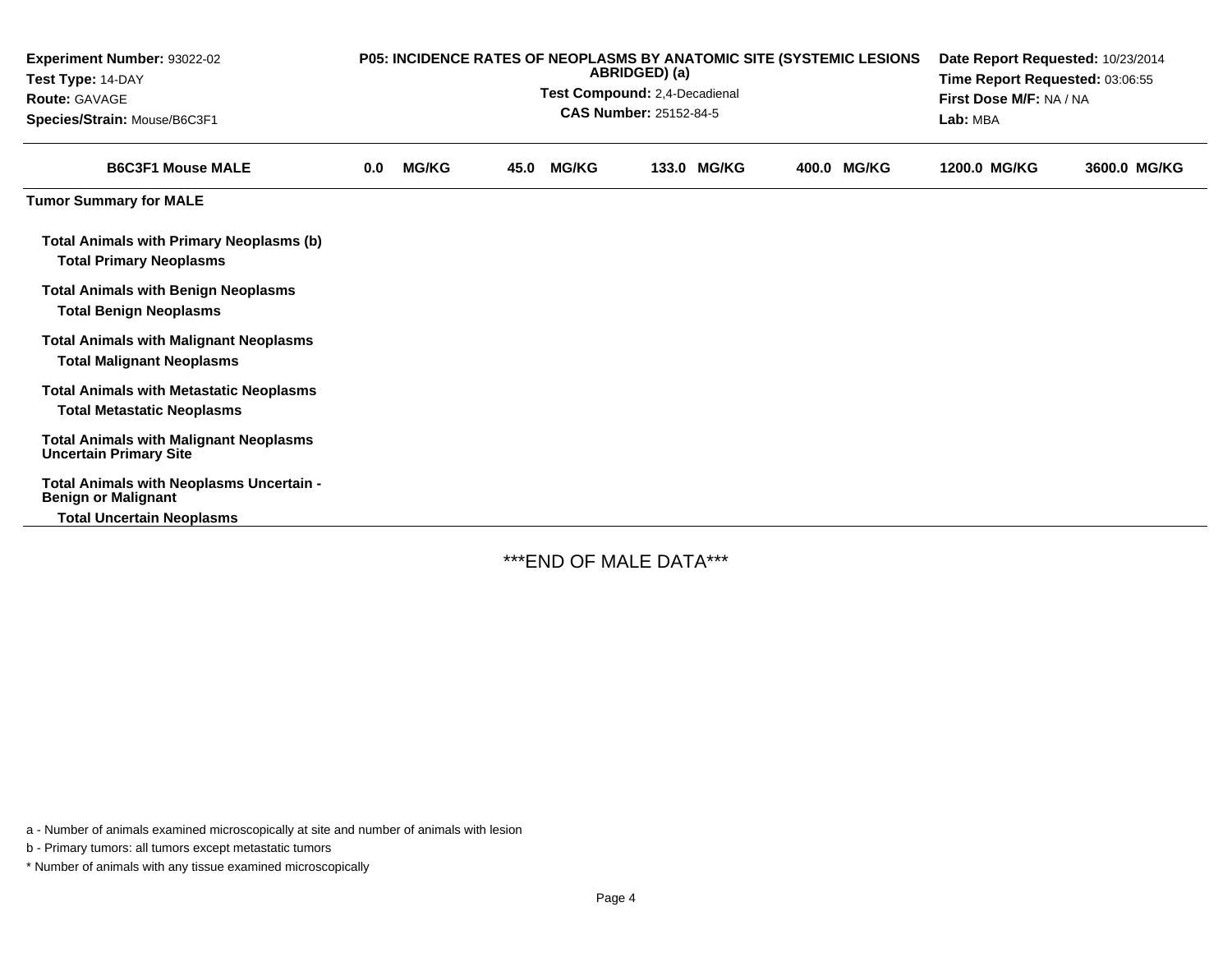**Experiment Number:** 93022-02
**Test Type:** 14-DAY
**Route:** GAVAGE
**Species/Strain:** Mouse/B6C3F1

**P05: INCIDENCE RATES OF NEOPLASMS BY ANATOMIC SITE (SYSTEMIC LESIONS ABRIDGED) (a)**
**Test Compound:** 2,4-Decadienal
**CAS Number:** 25152-84-5

**Date Report Requested:** 10/23/2014
**Time Report Requested:** 03:06:55
**First Dose M/F:** NA / NA
**Lab:** MBA

| B6C3F1 Mouse MALE | 0.0 MG/KG | 45.0 MG/KG | 133.0 MG/KG | 400.0 MG/KG | 1200.0 MG/KG | 3600.0 MG/KG |
|---|---|---|---|---|---|---|
| **Tumor Summary for MALE** | | | | | | |
| **Total Animals with Primary Neoplasms (b)** | | | | | | |
| **Total Primary Neoplasms** | | | | | | |
| **Total Animals with Benign Neoplasms** | | | | | | |
| **Total Benign Neoplasms** | | | | | | |
| **Total Animals with Malignant Neoplasms** | | | | | | |
| **Total Malignant Neoplasms** | | | | | | |
| **Total Animals with Metastatic Neoplasms** | | | | | | |
| **Total Metastatic Neoplasms** | | | | | | |
| **Total Animals with Malignant Neoplasms Uncertain Primary Site** | | | | | | |
| **Total Animals with Neoplasms Uncertain - Benign or Malignant** | | | | | | |
| **Total Uncertain Neoplasms** | | | | | | |

***END OF MALE DATA***

a - Number of animals examined microscopically at site and number of animals with lesion

b - Primary tumors: all tumors except metastatic tumors

* Number of animals with any tissue examined microscopically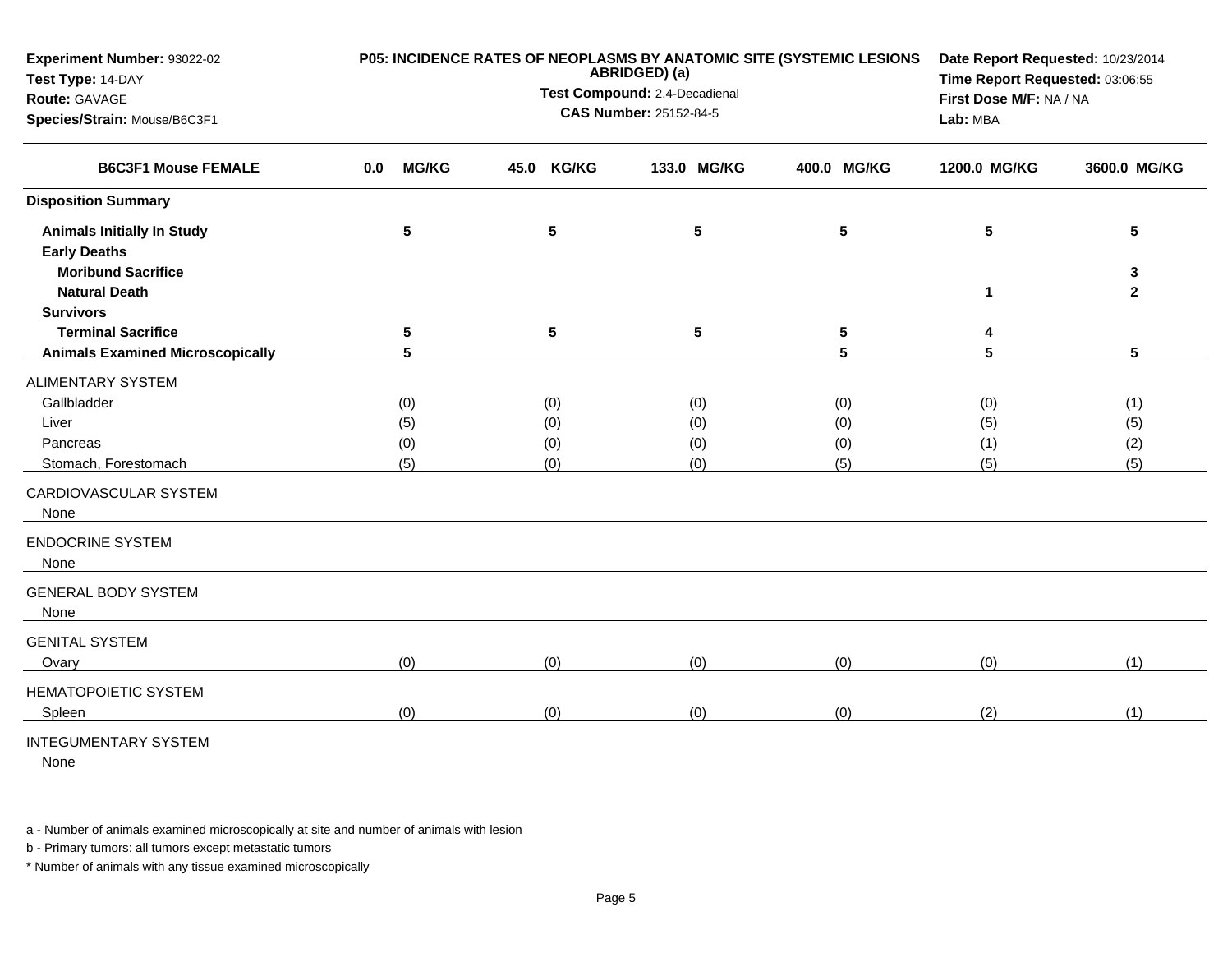| Experiment Number: 93022-02 | P05: INCIDENCE RATES OF NEOPLASMS BY ANATOMIC SITE (SYSTEMIC LESIONS ABRIDGED) (a) | Date Report Requested: 10/23/2014 |
|---|---|---|
| Test Type: 14-DAY | Test Compound: 2,4-Decadienal | Time Report Requested: 03:06:55 |
| Route: GAVAGE | CAS Number: 25152-84-5 | First Dose M/F: NA / NA |
| Species/Strain: Mouse/B6C3F1 | | Lab: MBA |

| B6C3F1 Mouse FEMALE | 0.0 MG/KG | 45.0 KG/KG | 133.0 MG/KG | 400.0 MG/KG | 1200.0 MG/KG | 3600.0 MG/KG |
|---|---|---|---|---|---|---|
| **Disposition Summary** | | | | | | |
| **Animals Initially In Study** | 5 | 5 | 5 | 5 | 5 | 5 |
| **Early Deaths** | | | | | | |
| **Moribund Sacrifice** | | | | | | 3 |
| **Natural Death** | | | | | 1 | 2 |
| **Survivors** | | | | | | |
| **Terminal Sacrifice** | 5 | 5 | 5 | 5 | 4 | |
| **Animals Examined Microscopically** | 5 | | | 5 | 5 | 5 |
| ALIMENTARY SYSTEM | | | | | | |
| Gallbladder | (0) | (0) | (0) | (0) | (0) | (1) |
| Liver | (5) | (0) | (0) | (0) | (5) | (5) |
| Pancreas | (0) | (0) | (0) | (0) | (1) | (2) |
| Stomach, Forestomach | (5) | (0) | (0) | (5) | (5) | (5) |
| CARDIOVASCULAR SYSTEM | | | | | | |
| None | | | | | | |
| ENDOCRINE SYSTEM | | | | | | |
| None | | | | | | |
| GENERAL BODY SYSTEM | | | | | | |
| None | | | | | | |
| GENITAL SYSTEM | | | | | | |
| Ovary | (0) | (0) | (0) | (0) | (0) | (1) |
| HEMATOPOIETIC SYSTEM | | | | | | |
| Spleen | (0) | (0) | (0) | (0) | (2) | (1) |
| INTEGUMENTARY SYSTEM | | | | | | |
| None | | | | | | |

a - Number of animals examined microscopically at site and number of animals with lesion

b - Primary tumors: all tumors except metastatic tumors

* Number of animals with any tissue examined microscopically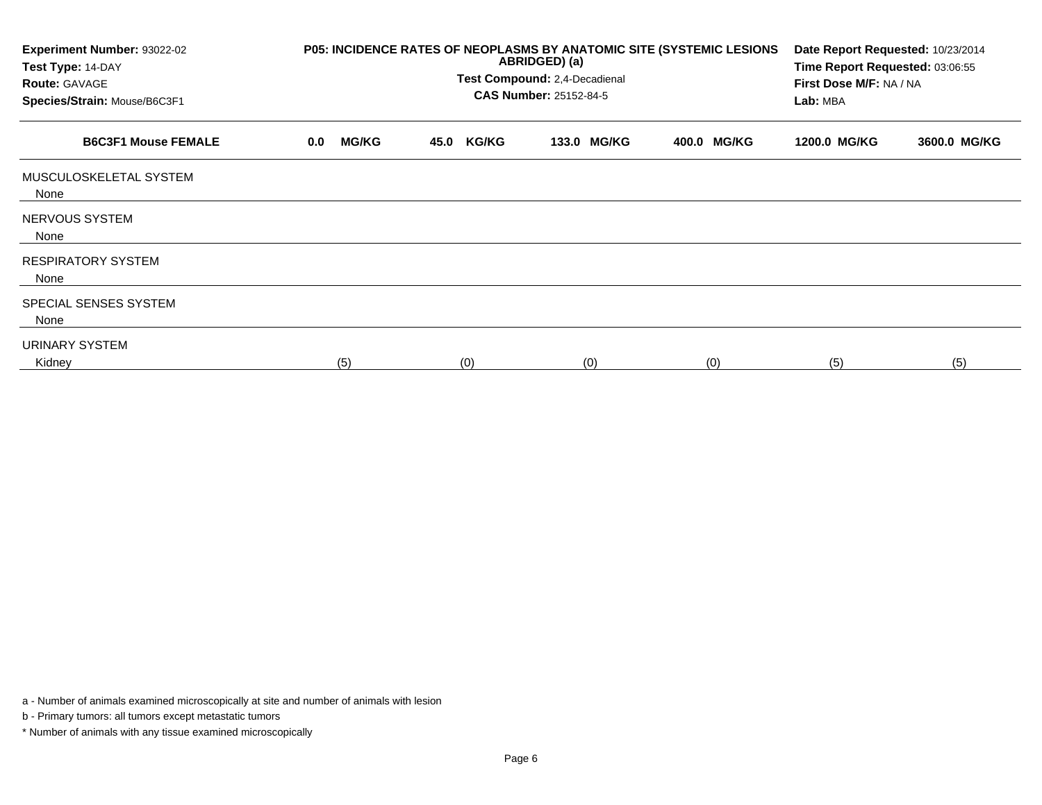| Experiment Number: 93022-02 | P05: INCIDENCE RATES OF NEOPLASMS BY ANATOMIC SITE (SYSTEMIC LESIONS ABRIDGED) (a) | Date Report Requested: 10/23/2014 |
|---|---|---|
| Test Type: 14-DAY | Test Compound: 2,4-Decadienal | Time Report Requested: 03:06:55 |
| Route: GAVAGE | CAS Number: 25152-84-5 | First Dose M/F: NA / NA |
| Species/Strain: Mouse/B6C3F1 | | Lab: MBA |

| B6C3F1 Mouse FEMALE | 0.0 MG/KG | 45.0 KG/KG | 133.0 MG/KG | 400.0 MG/KG | 1200.0 MG/KG | 3600.0 MG/KG |
|---|---|---|---|---|---|---|
| MUSCULOSKELETAL SYSTEM | | | | | | |
| None | | | | | | |
| NERVOUS SYSTEM | | | | | | |
| None | | | | | | |
| RESPIRATORY SYSTEM | | | | | | |
| None | | | | | | |
| SPECIAL SENSES SYSTEM | | | | | | |
| None | | | | | | |
| URINARY SYSTEM | | | | | | |
| Kidney | (5) | (0) | (0) | (0) | (5) | (5) |

a - Number of animals examined microscopically at site and number of animals with lesion

b - Primary tumors: all tumors except metastatic tumors

* Number of animals with any tissue examined microscopically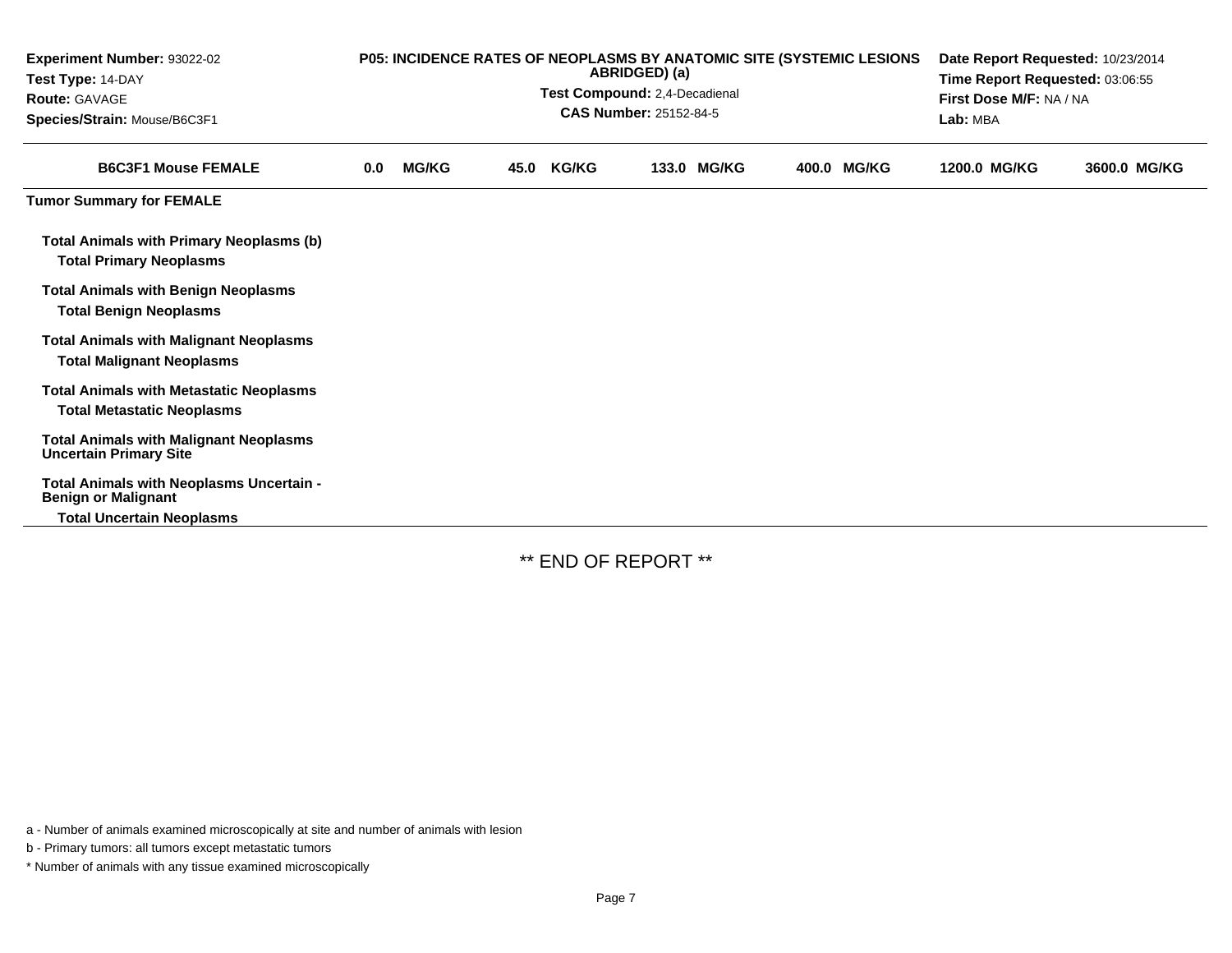| Experiment Number: 93022-02 | P05: INCIDENCE RATES OF NEOPLASMS BY ANATOMIC SITE (SYSTEMIC LESIONS ABRIDGED) (a) | Date Report Requested: 10/23/2014 |
|---|---|---|
| Test Type: 14-DAY | Test Compound: 2,4-Decadienal | Time Report Requested: 03:06:55 |
| Route: GAVAGE | CAS Number: 25152-84-5 | First Dose M/F: NA / NA |
| Species/Strain: Mouse/B6C3F1 | | Lab: MBA |

| B6C3F1 Mouse FEMALE | 0.0 MG/KG | 45.0 KG/KG | 133.0 MG/KG | 400.0 MG/KG | 1200.0 MG/KG | 3600.0 MG/KG |
|---|---|---|---|---|---|---|
| **Tumor Summary for FEMALE** | | | | | | |
| **Total Animals with Primary Neoplasms (b)** | | | | | | |
| **Total Primary Neoplasms** | | | | | | |
| **Total Animals with Benign Neoplasms** | | | | | | |
| **Total Benign Neoplasms** | | | | | | |
| **Total Animals with Malignant Neoplasms** | | | | | | |
| **Total Malignant Neoplasms** | | | | | | |
| **Total Animals with Metastatic Neoplasms** | | | | | | |
| **Total Metastatic Neoplasms** | | | | | | |
| **Total Animals with Malignant Neoplasms Uncertain Primary Site** | | | | | | |
| **Total Animals with Neoplasms Uncertain - Benign or Malignant** | | | | | | |
| **Total Uncertain Neoplasms** | | | | | | |

** END OF REPORT **

a - Number of animals examined microscopically at site and number of animals with lesion

b - Primary tumors: all tumors except metastatic tumors

* Number of animals with any tissue examined microscopically